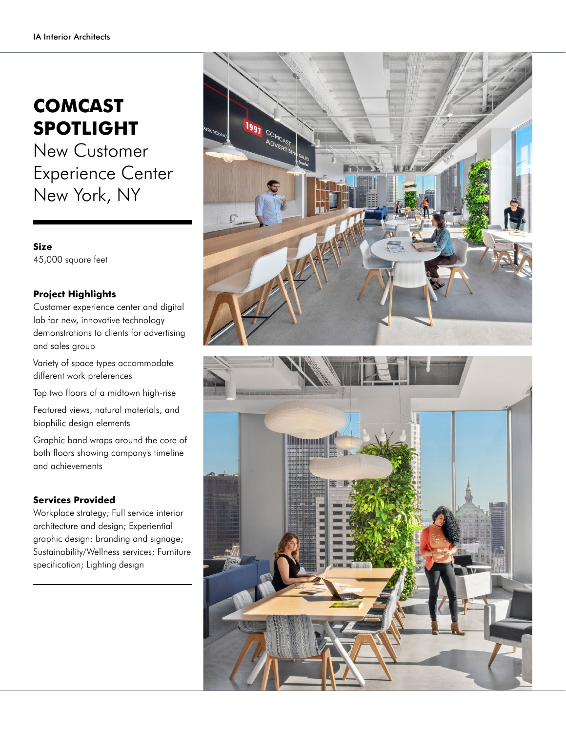# COMCAST SPOTLIGHT

## New Customer Experience Center New York, NY

**Size**
45,000 square feet

**Project Highlights**

Customer experience center and digital lab for new, innovative technology demonstrations to clients for advertising and sales group

Variety of space types accommodate different work preferences

Top two floors of a midtown high-rise

Featured views, natural materials, and biophilic design elements

Graphic band wraps around the core of both floors showing company's timeline and achievements

**Services Provided**
Workplace strategy; Full service interior architecture and design; Experiential graphic design: branding and signage; Sustainability/Wellness services; Furniture specification; Lighting design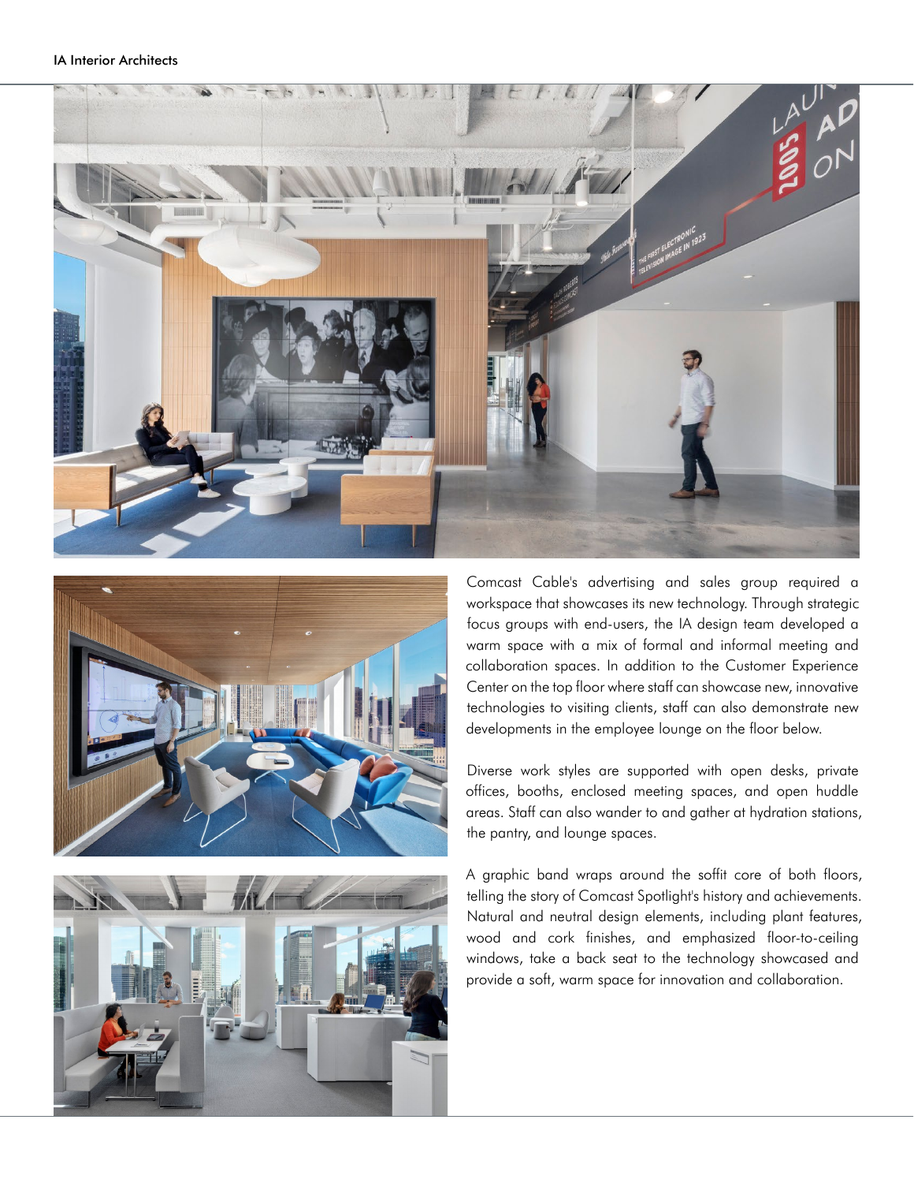Comcast Cable's advertising and sales group required a workspace that showcases its new technology. Through strategic focus groups with end-users, the IA design team developed a warm space with a mix of formal and informal meeting and collaboration spaces. In addition to the Customer Experience Center on the top floor where staff can showcase new, innovative technologies to visiting clients, staff can also demonstrate new developments in the employee lounge on the floor below.

Diverse work styles are supported with open desks, private offices, booths, enclosed meeting spaces, and open huddle areas. Staff can also wander to and gather at hydration stations, the pantry, and lounge spaces.

A graphic band wraps around the soffit core of both floors, telling the story of Comcast Spotlight's history and achievements. Natural and neutral design elements, including plant features, wood and cork finishes, and emphasized floor-to-ceiling windows, take a back seat to the technology showcased and provide a soft, warm space for innovation and collaboration.